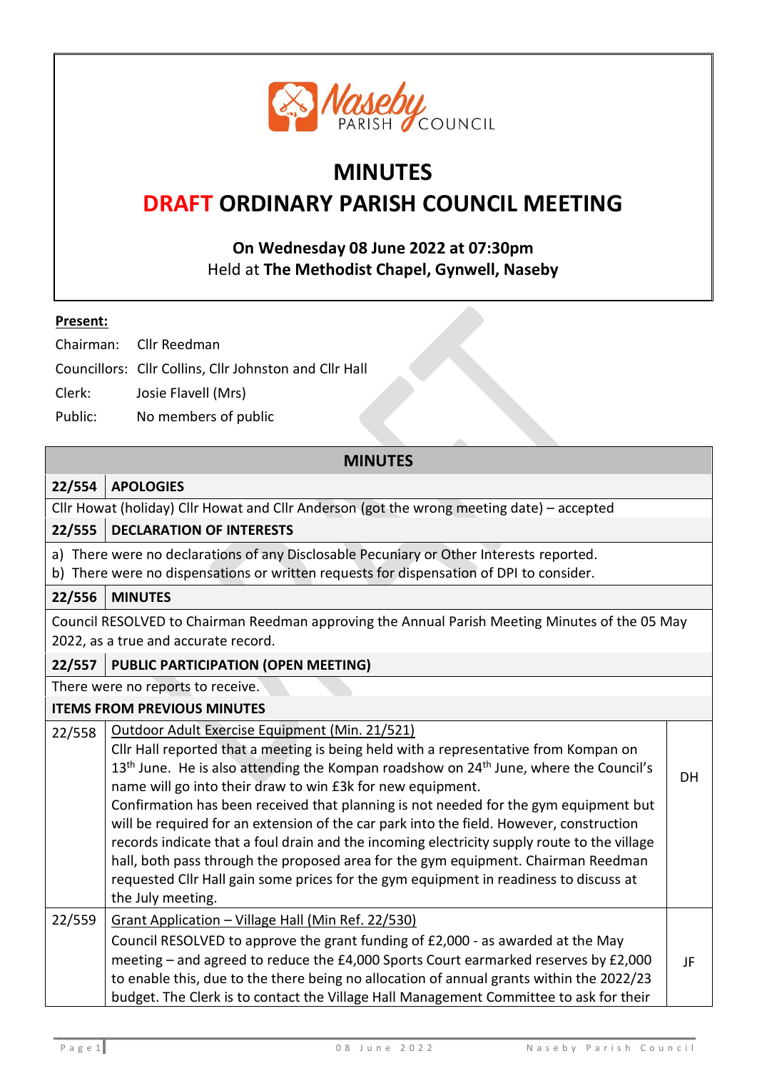Naseby PARISH COUNCIL

# MINUTES

# DRAFT ORDINARY PARISH COUNCIL MEETING

**On Wednesday 08 June 2022 at 07:30pm**
Held at **The Methodist Chapel, Gynwell, Naseby**

**Present:**

Chairman: Cllr Reedman

Councillors: Cllr Collins, Cllr Johnston and Cllr Hall

Clerk: Josie Flavell (Mrs)

Public: No members of public

## MINUTES

| | | |
|---|---|---|
| **22/554** | **APOLOGIES** | |
| Cllr Howat (holiday) Cllr Howat and Cllr Anderson (got the wrong meeting date) – accepted | | |
| **22/555** | **DECLARATION OF INTERESTS** | |
| a) There were no declarations of any Disclosable Pecuniary or Other Interests reported.<br>b) There were no dispensations or written requests for dispensation of DPI to consider. | | |
| **22/556** | **MINUTES** | |
| Council RESOLVED to Chairman Reedman approving the Annual Parish Meeting Minutes of the 05 May 2022, as a true and accurate record. | | |
| **22/557** | **PUBLIC PARTICIPATION (OPEN MEETING)** | |
| There were no reports to receive. | | |
| **ITEMS FROM PREVIOUS MINUTES** | | |
| 22/558 | Outdoor Adult Exercise Equipment (Min. 21/521)<br>Cllr Hall reported that a meeting is being held with a representative from Kompan on 13th June. He is also attending the Kompan roadshow on 24th June, where the Council's name will go into their draw to win £3k for new equipment.<br>Confirmation has been received that planning is not needed for the gym equipment but will be required for an extension of the car park into the field. However, construction records indicate that a foul drain and the incoming electricity supply route to the village hall, both pass through the proposed area for the gym equipment. Chairman Reedman requested Cllr Hall gain some prices for the gym equipment in readiness to discuss at the July meeting. | DH |
| 22/559 | Grant Application – Village Hall (Min Ref. 22/530)<br>Council RESOLVED to approve the grant funding of £2,000 - as awarded at the May meeting – and agreed to reduce the £4,000 Sports Court earmarked reserves by £2,000 to enable this, due to the there being no allocation of annual grants within the 2022/23 budget. The Clerk is to contact the Village Hall Management Committee to ask for their | JF |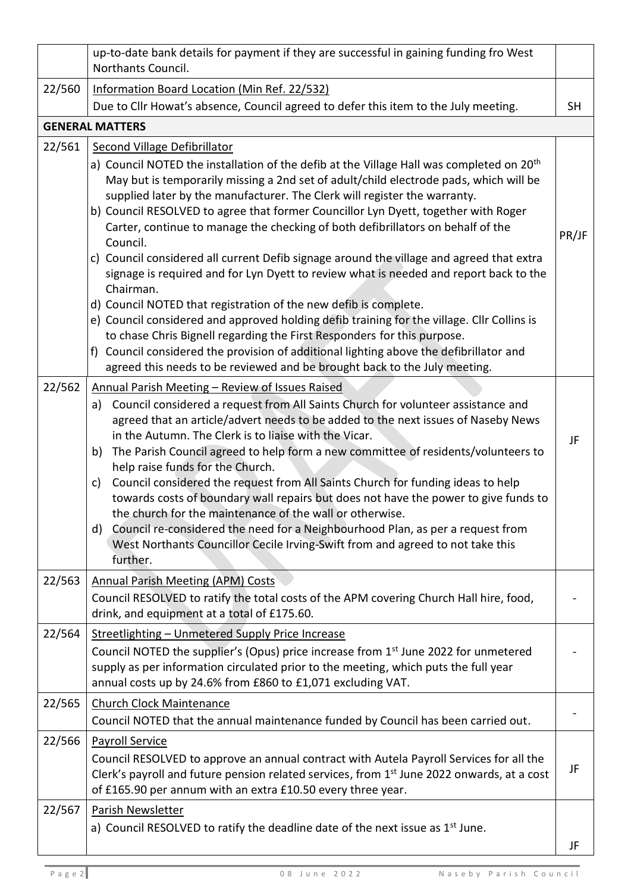| | | |
|---|---|---|
| | up-to-date bank details for payment if they are successful in gaining funding fro West Northants Council. | |
| 22/560 | <u>Information Board Location (Min Ref. 22/532)</u><br>Due to Cllr Howat's absence, Council agreed to defer this item to the July meeting. | SH |
| **GENERAL MATTERS** | | |
| 22/561 | <u>Second Village Defibrillator</u><br>a) Council NOTED the installation of the defib at the Village Hall was completed on 20th May but is temporarily missing a 2nd set of adult/child electrode pads, which will be supplied later by the manufacturer. The Clerk will register the warranty.<br>b) Council RESOLVED to agree that former Councillor Lyn Dyett, together with Roger Carter, continue to manage the checking of both defibrillators on behalf of the Council.<br>c) Council considered all current Defib signage around the village and agreed that extra signage is required and for Lyn Dyett to review what is needed and report back to the Chairman.<br>d) Council NOTED that registration of the new defib is complete.<br>e) Council considered and approved holding defib training for the village. Cllr Collins is to chase Chris Bignell regarding the First Responders for this purpose.<br>f) Council considered the provision of additional lighting above the defibrillator and agreed this needs to be reviewed and be brought back to the July meeting. | PR/JF |
| 22/562 | <u>Annual Parish Meeting – Review of Issues Raised</u><br>a) Council considered a request from All Saints Church for volunteer assistance and agreed that an article/advert needs to be added to the next issues of Naseby News in the Autumn. The Clerk is to liaise with the Vicar.<br>b) The Parish Council agreed to help form a new committee of residents/volunteers to help raise funds for the Church.<br>c) Council considered the request from All Saints Church for funding ideas to help towards costs of boundary wall repairs but does not have the power to give funds to the church for the maintenance of the wall or otherwise.<br>d) Council re-considered the need for a Neighbourhood Plan, as per a request from West Northants Councillor Cecile Irving-Swift from and agreed to not take this further. | JF |
| 22/563 | <u>Annual Parish Meeting (APM) Costs</u><br>Council RESOLVED to ratify the total costs of the APM covering Church Hall hire, food, drink, and equipment at a total of £175.60. | - |
| 22/564 | <u>Streetlighting – Unmetered Supply Price Increase</u><br>Council NOTED the supplier's (Opus) price increase from 1st June 2022 for unmetered supply as per information circulated prior to the meeting, which puts the full year annual costs up by 24.6% from £860 to £1,071 excluding VAT. | - |
| 22/565 | <u>Church Clock Maintenance</u><br>Council NOTED that the annual maintenance funded by Council has been carried out. | - |
| 22/566 | <u>Payroll Service</u><br>Council RESOLVED to approve an annual contract with Autela Payroll Services for all the Clerk's payroll and future pension related services, from 1st June 2022 onwards, at a cost of £165.90 per annum with an extra £10.50 every three year. | JF |
| 22/567 | <u>Parish Newsletter</u><br>a) Council RESOLVED to ratify the deadline date of the next issue as 1st June. | JF |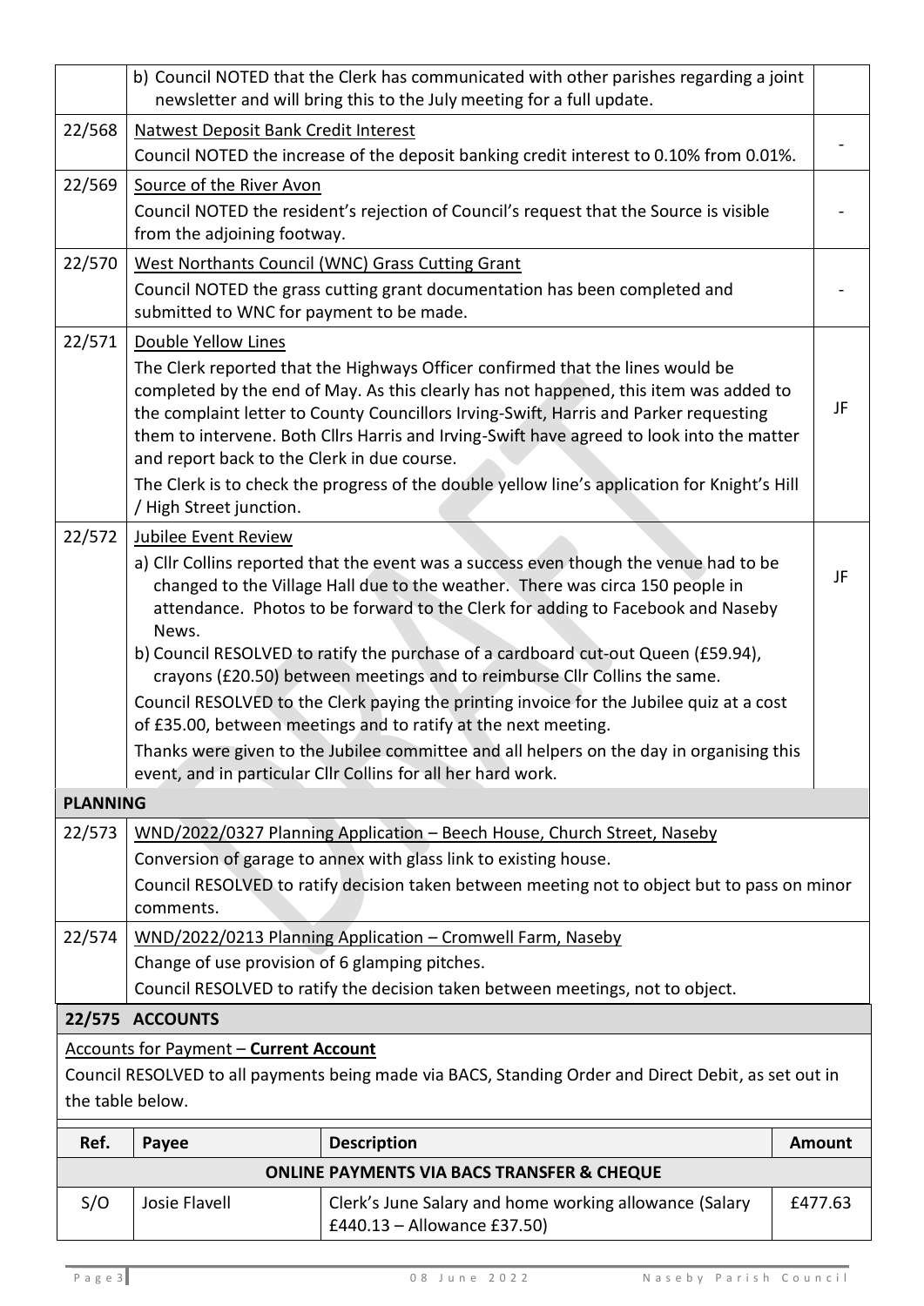| | | |
|---|---|---|
| | b) Council NOTED that the Clerk has communicated with other parishes regarding a joint newsletter and will bring this to the July meeting for a full update. | |
| 22/568 | Natwest Deposit Bank Credit Interest<br>Council NOTED the increase of the deposit banking credit interest to 0.10% from 0.01%. | - |
| 22/569 | Source of the River Avon<br>Council NOTED the resident's rejection of Council's request that the Source is visible from the adjoining footway. | - |
| 22/570 | West Northants Council (WNC) Grass Cutting Grant<br>Council NOTED the grass cutting grant documentation has been completed and submitted to WNC for payment to be made. | - |
| 22/571 | Double Yellow Lines<br>The Clerk reported that the Highways Officer confirmed that the lines would be completed by the end of May. As this clearly has not happened, this item was added to the complaint letter to County Councillors Irving-Swift, Harris and Parker requesting them to intervene. Both Cllrs Harris and Irving-Swift have agreed to look into the matter and report back to the Clerk in due course.<br>The Clerk is to check the progress of the double yellow line's application for Knight's Hill / High Street junction. | JF |
| 22/572 | Jubilee Event Review<br>a) Cllr Collins reported that the event was a success even though the venue had to be changed to the Village Hall due to the weather. There was circa 150 people in attendance. Photos to be forward to the Clerk for adding to Facebook and Naseby News.<br>b) Council RESOLVED to ratify the purchase of a cardboard cut-out Queen (£59.94), crayons (£20.50) between meetings and to reimburse Cllr Collins the same.<br>Council RESOLVED to the Clerk paying the printing invoice for the Jubilee quiz at a cost of £35.00, between meetings and to ratify at the next meeting.<br>Thanks were given to the Jubilee committee and all helpers on the day in organising this event, and in particular Cllr Collins for all her hard work. | JF |

**PLANNING**

| | |
|---|---|
| 22/573 | WND/2022/0327 Planning Application – Beech House, Church Street, Naseby<br>Conversion of garage to annex with glass link to existing house.<br>Council RESOLVED to ratify decision taken between meeting not to object but to pass on minor comments. |
| 22/574 | WND/2022/0213 Planning Application – Cromwell Farm, Naseby<br>Change of use provision of 6 glamping pitches.<br>Council RESOLVED to ratify the decision taken between meetings, not to object. |

**22/575 ACCOUNTS**

Accounts for Payment – **Current Account**

Council RESOLVED to all payments being made via BACS, Standing Order and Direct Debit, as set out in the table below.

| Ref. | Payee | Description | Amount |
|---|---|---|---|
| **ONLINE PAYMENTS VIA BACS TRANSFER & CHEQUE** | | | |
| S/O | Josie Flavell | Clerk's June Salary and home working allowance (Salary £440.13 – Allowance £37.50) | £477.63 |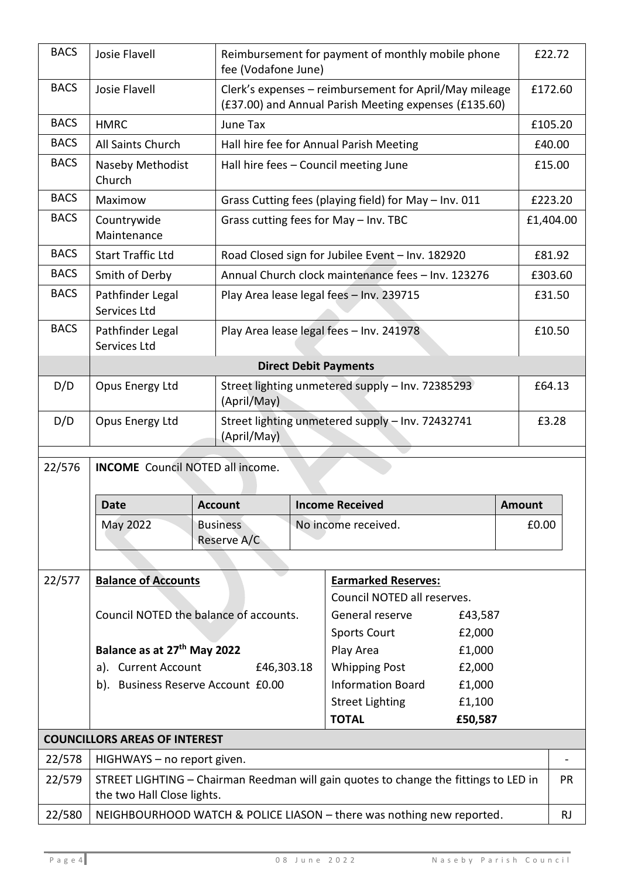| | | | |
|---|---|---|---|
| BACS | Josie Flavell | Reimbursement for payment of monthly mobile phone fee (Vodafone June) | £22.72 |
| BACS | Josie Flavell | Clerk's expenses – reimbursement for April/May mileage (£37.00) and Annual Parish Meeting expenses (£135.60) | £172.60 |
| BACS | HMRC | June Tax | £105.20 |
| BACS | All Saints Church | Hall hire fee for Annual Parish Meeting | £40.00 |
| BACS | Naseby Methodist Church | Hall hire fees – Council meeting June | £15.00 |
| BACS | Maximow | Grass Cutting fees (playing field) for May – Inv. 011 | £223.20 |
| BACS | Countrywide Maintenance | Grass cutting fees for May – Inv. TBC | £1,404.00 |
| BACS | Start Traffic Ltd | Road Closed sign for Jubilee Event – Inv. 182920 | £81.92 |
| BACS | Smith of Derby | Annual Church clock maintenance fees – Inv. 123276 | £303.60 |
| BACS | Pathfinder Legal Services Ltd | Play Area lease legal fees – Inv. 239715 | £31.50 |
| BACS | Pathfinder Legal Services Ltd | Play Area lease legal fees – Inv. 241978 | £10.50 |
| | **Direct Debit Payments** | | |
| D/D | Opus Energy Ltd | Street lighting unmetered supply – Inv. 72385293 (April/May) | £64.13 |
| D/D | Opus Energy Ltd | Street lighting unmetered supply – Inv. 72432741 (April/May) | £3.28 |

**22/576** **INCOME** Council NOTED all income.

| Date | Account | Income Received | Amount |
|---|---|---|---|
| May 2022 | Business Reserve A/C | No income received. | £0.00 |

**22/577** **Balance of Accounts**

Council NOTED the balance of accounts.

**Balance as at 27th May 2022**

a). Current Account £46,303.18
b). Business Reserve Account £0.00

**Earmarked Reserves:**

Council NOTED all reserves.

| Reserve | Amount |
|---|---|
| General reserve | £43,587 |
| Sports Court | £2,000 |
| Play Area | £1,000 |
| Whipping Post | £2,000 |
| Information Board | £1,000 |
| Street Lighting | £1,100 |
| **TOTAL** | **£50,587** |

**COUNCILLORS AREAS OF INTEREST**

| | | |
|---|---|---|
| 22/578 | HIGHWAYS – no report given. | - |
| 22/579 | STREET LIGHTING – Chairman Reedman will gain quotes to change the fittings to LED in the two Hall Close lights. | PR |
| 22/580 | NEIGHBOURHOOD WATCH & POLICE LIASON – there was nothing new reported. | RJ |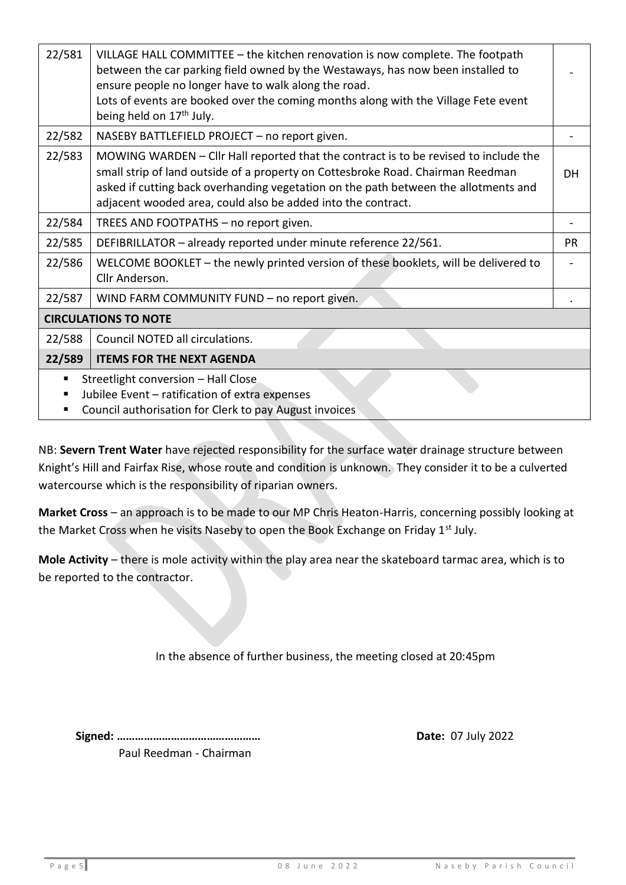| | | |
|---|---|---|
| 22/581 | VILLAGE HALL COMMITTEE – the kitchen renovation is now complete. The footpath between the car parking field owned by the Westaways, has now been installed to ensure people no longer have to walk along the road.<br>Lots of events are booked over the coming months along with the Village Fete event being held on 17th July. | - |
| 22/582 | NASEBY BATTLEFIELD PROJECT – no report given. | - |
| 22/583 | MOWING WARDEN – Cllr Hall reported that the contract is to be revised to include the small strip of land outside of a property on Cottesbroke Road. Chairman Reedman asked if cutting back overhanding vegetation on the path between the allotments and adjacent wooded area, could also be added into the contract. | DH |
| 22/584 | TREES AND FOOTPATHS – no report given. | - |
| 22/585 | DEFIBRILLATOR – already reported under minute reference 22/561. | PR |
| 22/586 | WELCOME BOOKLET – the newly printed version of these booklets, will be delivered to Cllr Anderson. | - |
| 22/587 | WIND FARM COMMUNITY FUND – no report given. | . |
| **CIRCULATIONS TO NOTE** | | |
| 22/588 | Council NOTED all circulations. | |
| **22/589** | **ITEMS FOR THE NEXT AGENDA** | |

- Streetlight conversion – Hall Close
- Jubilee Event – ratification of extra expenses
- Council authorisation for Clerk to pay August invoices

NB: **Severn Trent Water** have rejected responsibility for the surface water drainage structure between Knight's Hill and Fairfax Rise, whose route and condition is unknown. They consider it to be a culverted watercourse which is the responsibility of riparian owners.

**Market Cross** – an approach is to be made to our MP Chris Heaton-Harris, concerning possibly looking at the Market Cross when he visits Naseby to open the Book Exchange on Friday 1st July.

**Mole Activity** – there is mole activity within the play area near the skateboard tarmac area, which is to be reported to the contractor.

In the absence of further business, the meeting closed at 20:45pm

**Signed: ………………………………………** **Date:** 07 July 2022

Paul Reedman - Chairman